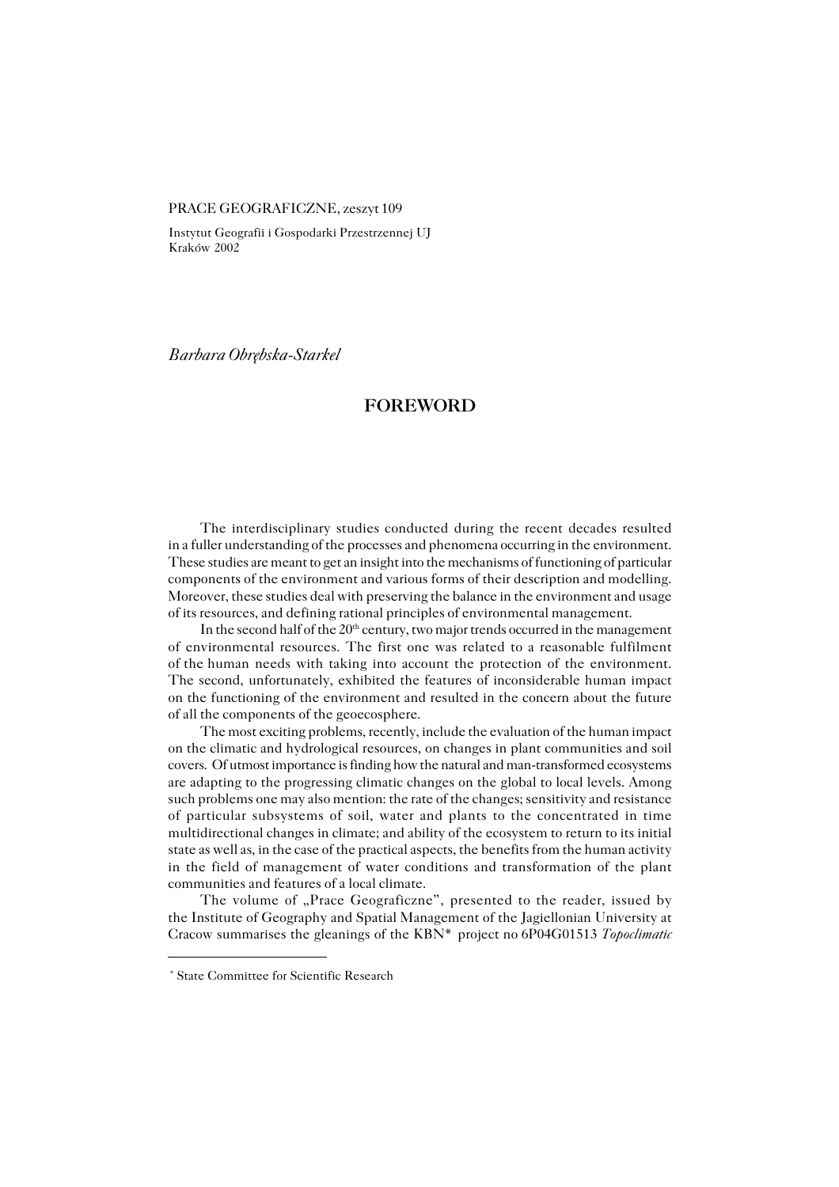PRACE GEOGRAFICZNE, zeszyt 109

Instytut Geografii i Gospodarki Przestrzennej UJ
Kraków 2002

*Barbara Obrębska-Starkel*

# FOREWORD

The interdisciplinary studies conducted during the recent decades resulted in a fuller understanding of the processes and phenomena occurring in the environment. These studies are meant to get an insight into the mechanisms of functioning of particular components of the environment and various forms of their description and modelling. Moreover, these studies deal with preserving the balance in the environment and usage of its resources, and defining rational principles of environmental management.

In the second half of the 20th century, two major trends occurred in the management of environmental resources. The first one was related to a reasonable fulfilment of the human needs with taking into account the protection of the environment. The second, unfortunately, exhibited the features of inconsiderable human impact on the functioning of the environment and resulted in the concern about the future of all the components of the geoecosphere.

The most exciting problems, recently, include the evaluation of the human impact on the climatic and hydrological resources, on changes in plant communities and soil covers. Of utmost importance is finding how the natural and man-transformed ecosystems are adapting to the progressing climatic changes on the global to local levels. Among such problems one may also mention: the rate of the changes; sensitivity and resistance of particular subsystems of soil, water and plants to the concentrated in time multidirectional changes in climate; and ability of the ecosystem to return to its initial state as well as, in the case of the practical aspects, the benefits from the human activity in the field of management of water conditions and transformation of the plant communities and features of a local climate.

The volume of „Prace Geograficzne", presented to the reader, issued by the Institute of Geography and Spatial Management of the Jagiellonian University at Cracow summarises the gleanings of the KBN* project no 6P04G01513 *Topoclimatic*

---

\* State Committee for Scientific Research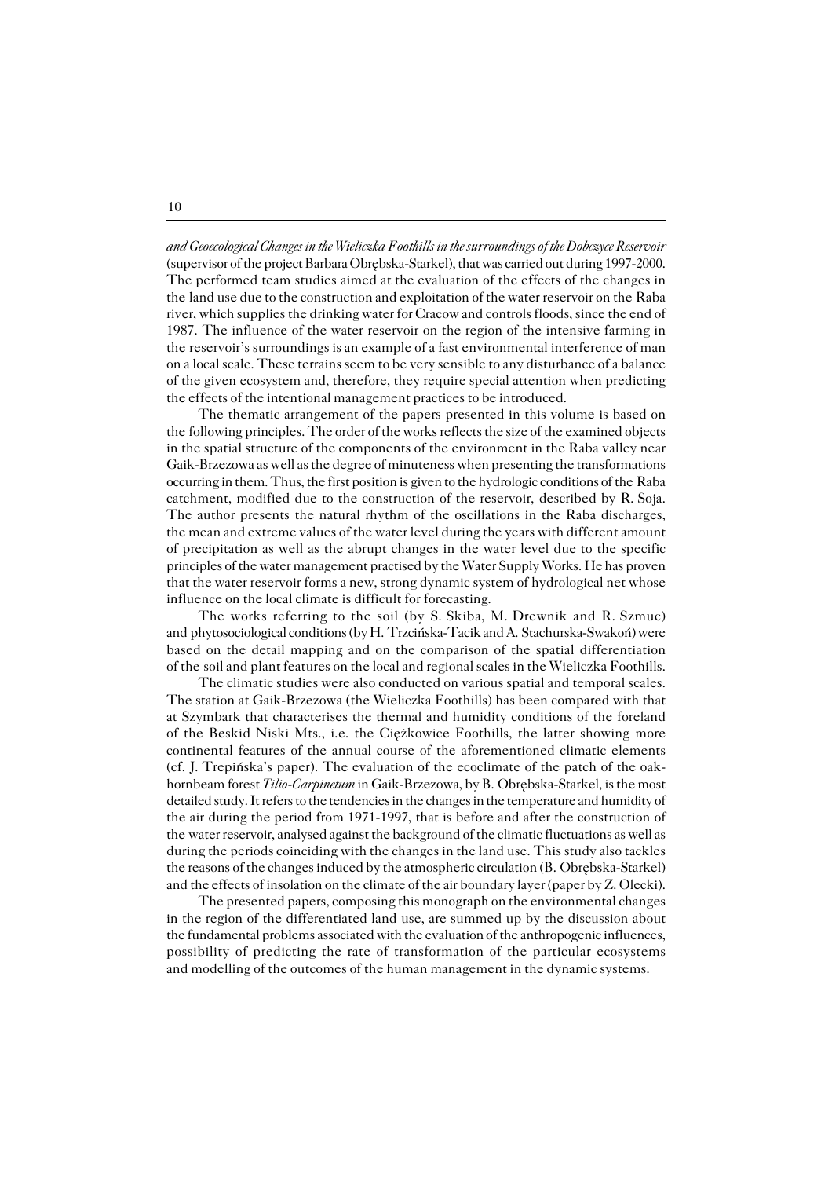*and Geoecological Changes in the Wieliczka Foothills in the surroundings of the Dobczyce Reservoir* (supervisor of the project Barbara Obrębska-Starkel), that was carried out during 1997-2000. The performed team studies aimed at the evaluation of the effects of the changes in the land use due to the construction and exploitation of the water reservoir on the Raba river, which supplies the drinking water for Cracow and controls floods, since the end of 1987. The influence of the water reservoir on the region of the intensive farming in the reservoir's surroundings is an example of a fast environmental interference of man on a local scale. These terrains seem to be very sensible to any disturbance of a balance of the given ecosystem and, therefore, they require special attention when predicting the effects of the intentional management practices to be introduced.

The thematic arrangement of the papers presented in this volume is based on the following principles. The order of the works reflects the size of the examined objects in the spatial structure of the components of the environment in the Raba valley near Gaik-Brzezowa as well as the degree of minuteness when presenting the transformations occurring in them. Thus, the first position is given to the hydrologic conditions of the Raba catchment, modified due to the construction of the reservoir, described by R. Soja. The author presents the natural rhythm of the oscillations in the Raba discharges, the mean and extreme values of the water level during the years with different amount of precipitation as well as the abrupt changes in the water level due to the specific principles of the water management practised by the Water Supply Works. He has proven that the water reservoir forms a new, strong dynamic system of hydrological net whose influence on the local climate is difficult for forecasting.

The works referring to the soil (by S. Skiba, M. Drewnik and R. Szmuc) and phytosociological conditions (by H. Trzcińska-Tacik and A. Stachurska-Swakoń) were based on the detail mapping and on the comparison of the spatial differentiation of the soil and plant features on the local and regional scales in the Wieliczka Foothills.

The climatic studies were also conducted on various spatial and temporal scales. The station at Gaik-Brzezowa (the Wieliczka Foothills) has been compared with that at Szymbark that characterises the thermal and humidity conditions of the foreland of the Beskid Niski Mts., i.e. the Ciężkowice Foothills, the latter showing more continental features of the annual course of the aforementioned climatic elements (cf. J. Trepińska's paper). The evaluation of the ecoclimate of the patch of the oak-hornbeam forest *Tilio-Carpinetum* in Gaik-Brzezowa, by B. Obrębska-Starkel, is the most detailed study. It refers to the tendencies in the changes in the temperature and humidity of the air during the period from 1971-1997, that is before and after the construction of the water reservoir, analysed against the background of the climatic fluctuations as well as during the periods coinciding with the changes in the land use. This study also tackles the reasons of the changes induced by the atmospheric circulation (B. Obrębska-Starkel) and the effects of insolation on the climate of the air boundary layer (paper by Z. Olecki).

The presented papers, composing this monograph on the environmental changes in the region of the differentiated land use, are summed up by the discussion about the fundamental problems associated with the evaluation of the anthropogenic influences, possibility of predicting the rate of transformation of the particular ecosystems and modelling of the outcomes of the human management in the dynamic systems.